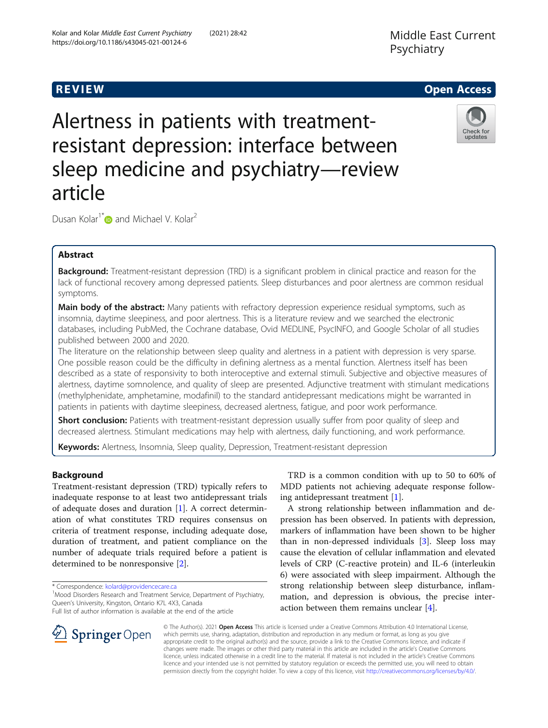REVIEW Open Access

# Alertness in patients with treatment-resistant depression: interface between sleep medicine and psychiatry—review article

Dusan Kolar[1*] and Michael V. Kolar[2]

## Abstract

**Background:** Treatment-resistant depression (TRD) is a significant problem in clinical practice and reason for the lack of functional recovery among depressed patients. Sleep disturbances and poor alertness are common residual symptoms.

**Main body of the abstract:** Many patients with refractory depression experience residual symptoms, such as insomnia, daytime sleepiness, and poor alertness. This is a literature review and we searched the electronic databases, including PubMed, the Cochrane database, Ovid MEDLINE, PsycINFO, and Google Scholar of all studies published between 2000 and 2020.

The literature on the relationship between sleep quality and alertness in a patient with depression is very sparse. One possible reason could be the difficulty in defining alertness as a mental function. Alertness itself has been described as a state of responsivity to both interoceptive and external stimuli. Subjective and objective measures of alertness, daytime somnolence, and quality of sleep are presented. Adjunctive treatment with stimulant medications (methylphenidate, amphetamine, modafinil) to the standard antidepressant medications might be warranted in patients in patients with daytime sleepiness, decreased alertness, fatigue, and poor work performance.

**Short conclusion:** Patients with treatment-resistant depression usually suffer from poor quality of sleep and decreased alertness. Stimulant medications may help with alertness, daily functioning, and work performance.

**Keywords:** Alertness, Insomnia, Sleep quality, Depression, Treatment-resistant depression

## Background

Treatment-resistant depression (TRD) typically refers to inadequate response to at least two antidepressant trials of adequate doses and duration [1]. A correct determination of what constitutes TRD requires consensus on criteria of treatment response, including adequate dose, duration of treatment, and patient compliance on the number of adequate trials required before a patient is determined to be nonresponsive [2].

TRD is a common condition with up to 50 to 60% of MDD patients not achieving adequate response following antidepressant treatment [1].

A strong relationship between inflammation and depression has been observed. In patients with depression, markers of inflammation have been shown to be higher than in non-depressed individuals [3]. Sleep loss may cause the elevation of cellular inflammation and elevated levels of CRP (C-reactive protein) and IL-6 (interleukin 6) were associated with sleep impairment. Although the strong relationship between sleep disturbance, inflammation, and depression is obvious, the precise interaction between them remains unclear [4].

\* Correspondence: kolard@providencecare.ca

[1]Mood Disorders Research and Treatment Service, Department of Psychiatry, Queen's University, Kingston, Ontario K7L 4X3, Canada

Full list of author information is available at the end of the article

© The Author(s). 2021 **Open Access** This article is licensed under a Creative Commons Attribution 4.0 International License, which permits use, sharing, adaptation, distribution and reproduction in any medium or format, as long as you give appropriate credit to the original author(s) and the source, provide a link to the Creative Commons licence, and indicate if changes were made. The images or other third party material in this article are included in the article's Creative Commons licence, unless indicated otherwise in a credit line to the material. If material is not included in the article's Creative Commons licence and your intended use is not permitted by statutory regulation or exceeds the permitted use, you will need to obtain permission directly from the copyright holder. To view a copy of this licence, visit http://creativecommons.org/licenses/by/4.0/.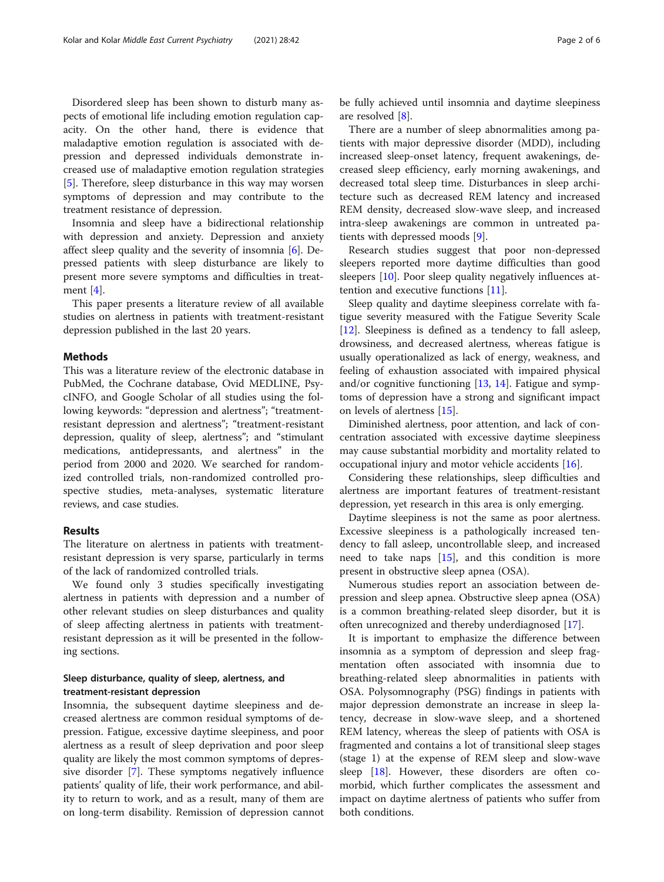Disordered sleep has been shown to disturb many aspects of emotional life including emotion regulation capacity. On the other hand, there is evidence that maladaptive emotion regulation is associated with depression and depressed individuals demonstrate increased use of maladaptive emotion regulation strategies [5]. Therefore, sleep disturbance in this way may worsen symptoms of depression and may contribute to the treatment resistance of depression.

Insomnia and sleep have a bidirectional relationship with depression and anxiety. Depression and anxiety affect sleep quality and the severity of insomnia [6]. Depressed patients with sleep disturbance are likely to present more severe symptoms and difficulties in treatment [4].

This paper presents a literature review of all available studies on alertness in patients with treatment-resistant depression published in the last 20 years.

## Methods

This was a literature review of the electronic database in PubMed, the Cochrane database, Ovid MEDLINE, PsycINFO, and Google Scholar of all studies using the following keywords: "depression and alertness"; "treatment-resistant depression and alertness"; "treatment-resistant depression, quality of sleep, alertness"; and "stimulant medications, antidepressants, and alertness" in the period from 2000 and 2020. We searched for randomized controlled trials, non-randomized controlled prospective studies, meta-analyses, systematic literature reviews, and case studies.

## Results

The literature on alertness in patients with treatment-resistant depression is very sparse, particularly in terms of the lack of randomized controlled trials.

We found only 3 studies specifically investigating alertness in patients with depression and a number of other relevant studies on sleep disturbances and quality of sleep affecting alertness in patients with treatment-resistant depression as it will be presented in the following sections.

### Sleep disturbance, quality of sleep, alertness, and treatment-resistant depression

Insomnia, the subsequent daytime sleepiness and decreased alertness are common residual symptoms of depression. Fatigue, excessive daytime sleepiness, and poor alertness as a result of sleep deprivation and poor sleep quality are likely the most common symptoms of depressive disorder [7]. These symptoms negatively influence patients' quality of life, their work performance, and ability to return to work, and as a result, many of them are on long-term disability. Remission of depression cannot be fully achieved until insomnia and daytime sleepiness are resolved [8].

There are a number of sleep abnormalities among patients with major depressive disorder (MDD), including increased sleep-onset latency, frequent awakenings, decreased sleep efficiency, early morning awakenings, and decreased total sleep time. Disturbances in sleep architecture such as decreased REM latency and increased REM density, decreased slow-wave sleep, and increased intra-sleep awakenings are common in untreated patients with depressed moods [9].

Research studies suggest that poor non-depressed sleepers reported more daytime difficulties than good sleepers [10]. Poor sleep quality negatively influences attention and executive functions [11].

Sleep quality and daytime sleepiness correlate with fatigue severity measured with the Fatigue Severity Scale [12]. Sleepiness is defined as a tendency to fall asleep, drowsiness, and decreased alertness, whereas fatigue is usually operationalized as lack of energy, weakness, and feeling of exhaustion associated with impaired physical and/or cognitive functioning [13, 14]. Fatigue and symptoms of depression have a strong and significant impact on levels of alertness [15].

Diminished alertness, poor attention, and lack of concentration associated with excessive daytime sleepiness may cause substantial morbidity and mortality related to occupational injury and motor vehicle accidents [16].

Considering these relationships, sleep difficulties and alertness are important features of treatment-resistant depression, yet research in this area is only emerging.

Daytime sleepiness is not the same as poor alertness. Excessive sleepiness is a pathologically increased tendency to fall asleep, uncontrollable sleep, and increased need to take naps [15], and this condition is more present in obstructive sleep apnea (OSA).

Numerous studies report an association between depression and sleep apnea. Obstructive sleep apnea (OSA) is a common breathing-related sleep disorder, but it is often unrecognized and thereby underdiagnosed [17].

It is important to emphasize the difference between insomnia as a symptom of depression and sleep fragmentation often associated with insomnia due to breathing-related sleep abnormalities in patients with OSA. Polysomnography (PSG) findings in patients with major depression demonstrate an increase in sleep latency, decrease in slow-wave sleep, and a shortened REM latency, whereas the sleep of patients with OSA is fragmented and contains a lot of transitional sleep stages (stage 1) at the expense of REM sleep and slow-wave sleep [18]. However, these disorders are often comorbid, which further complicates the assessment and impact on daytime alertness of patients who suffer from both conditions.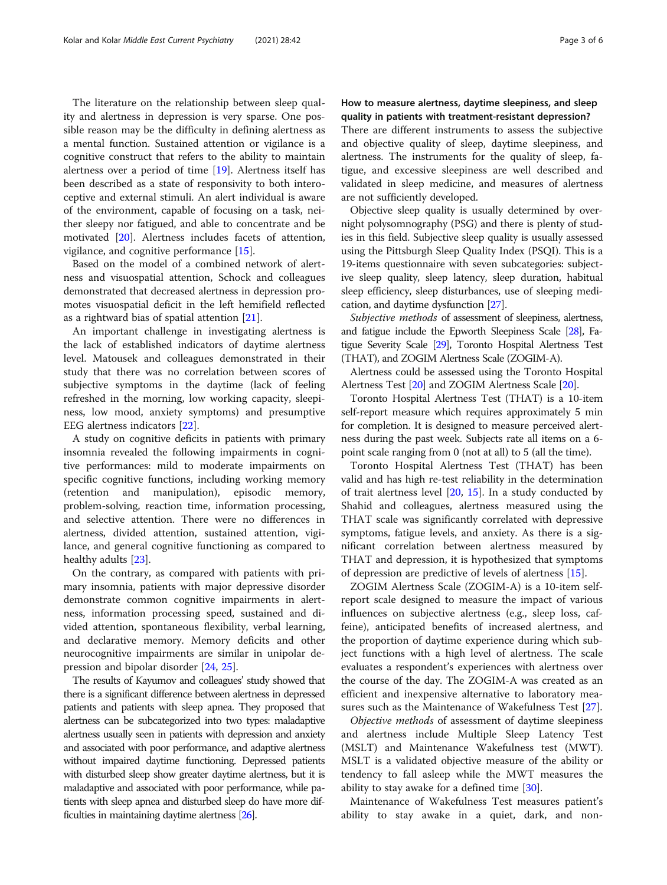The literature on the relationship between sleep quality and alertness in depression is very sparse. One possible reason may be the difficulty in defining alertness as a mental function. Sustained attention or vigilance is a cognitive construct that refers to the ability to maintain alertness over a period of time [19]. Alertness itself has been described as a state of responsivity to both interoceptive and external stimuli. An alert individual is aware of the environment, capable of focusing on a task, neither sleepy nor fatigued, and able to concentrate and be motivated [20]. Alertness includes facets of attention, vigilance, and cognitive performance [15].

Based on the model of a combined network of alertness and visuospatial attention, Schock and colleagues demonstrated that decreased alertness in depression promotes visuospatial deficit in the left hemifield reflected as a rightward bias of spatial attention [21].

An important challenge in investigating alertness is the lack of established indicators of daytime alertness level. Matousek and colleagues demonstrated in their study that there was no correlation between scores of subjective symptoms in the daytime (lack of feeling refreshed in the morning, low working capacity, sleepiness, low mood, anxiety symptoms) and presumptive EEG alertness indicators [22].

A study on cognitive deficits in patients with primary insomnia revealed the following impairments in cognitive performances: mild to moderate impairments on specific cognitive functions, including working memory (retention and manipulation), episodic memory, problem-solving, reaction time, information processing, and selective attention. There were no differences in alertness, divided attention, sustained attention, vigilance, and general cognitive functioning as compared to healthy adults [23].

On the contrary, as compared with patients with primary insomnia, patients with major depressive disorder demonstrate common cognitive impairments in alertness, information processing speed, sustained and divided attention, spontaneous flexibility, verbal learning, and declarative memory. Memory deficits and other neurocognitive impairments are similar in unipolar depression and bipolar disorder [24, 25].

The results of Kayumov and colleagues' study showed that there is a significant difference between alertness in depressed patients and patients with sleep apnea. They proposed that alertness can be subcategorized into two types: maladaptive alertness usually seen in patients with depression and anxiety and associated with poor performance, and adaptive alertness without impaired daytime functioning. Depressed patients with disturbed sleep show greater daytime alertness, but it is maladaptive and associated with poor performance, while patients with sleep apnea and disturbed sleep do have more difficulties in maintaining daytime alertness [26].

## How to measure alertness, daytime sleepiness, and sleep quality in patients with treatment-resistant depression?

There are different instruments to assess the subjective and objective quality of sleep, daytime sleepiness, and alertness. The instruments for the quality of sleep, fatigue, and excessive sleepiness are well described and validated in sleep medicine, and measures of alertness are not sufficiently developed.

Objective sleep quality is usually determined by overnight polysomnography (PSG) and there is plenty of studies in this field. Subjective sleep quality is usually assessed using the Pittsburgh Sleep Quality Index (PSQI). This is a 19-items questionnaire with seven subcategories: subjective sleep quality, sleep latency, sleep duration, habitual sleep efficiency, sleep disturbances, use of sleeping medication, and daytime dysfunction [27].

*Subjective methods* of assessment of sleepiness, alertness, and fatigue include the Epworth Sleepiness Scale [28], Fatigue Severity Scale [29], Toronto Hospital Alertness Test (THAT), and ZOGIM Alertness Scale (ZOGIM-A).

Alertness could be assessed using the Toronto Hospital Alertness Test [20] and ZOGIM Alertness Scale [20].

Toronto Hospital Alertness Test (THAT) is a 10-item self-report measure which requires approximately 5 min for completion. It is designed to measure perceived alertness during the past week. Subjects rate all items on a 6-point scale ranging from 0 (not at all) to 5 (all the time).

Toronto Hospital Alertness Test (THAT) has been valid and has high re-test reliability in the determination of trait alertness level [20, 15]. In a study conducted by Shahid and colleagues, alertness measured using the THAT scale was significantly correlated with depressive symptoms, fatigue levels, and anxiety. As there is a significant correlation between alertness measured by THAT and depression, it is hypothesized that symptoms of depression are predictive of levels of alertness [15].

ZOGIM Alertness Scale (ZOGIM-A) is a 10-item self-report scale designed to measure the impact of various influences on subjective alertness (e.g., sleep loss, caffeine), anticipated benefits of increased alertness, and the proportion of daytime experience during which subject functions with a high level of alertness. The scale evaluates a respondent's experiences with alertness over the course of the day. The ZOGIM-A was created as an efficient and inexpensive alternative to laboratory measures such as the Maintenance of Wakefulness Test [27].

*Objective methods* of assessment of daytime sleepiness and alertness include Multiple Sleep Latency Test (MSLT) and Maintenance Wakefulness test (MWT). MSLT is a validated objective measure of the ability or tendency to fall asleep while the MWT measures the ability to stay awake for a defined time [30].

Maintenance of Wakefulness Test measures patient's ability to stay awake in a quiet, dark, and non-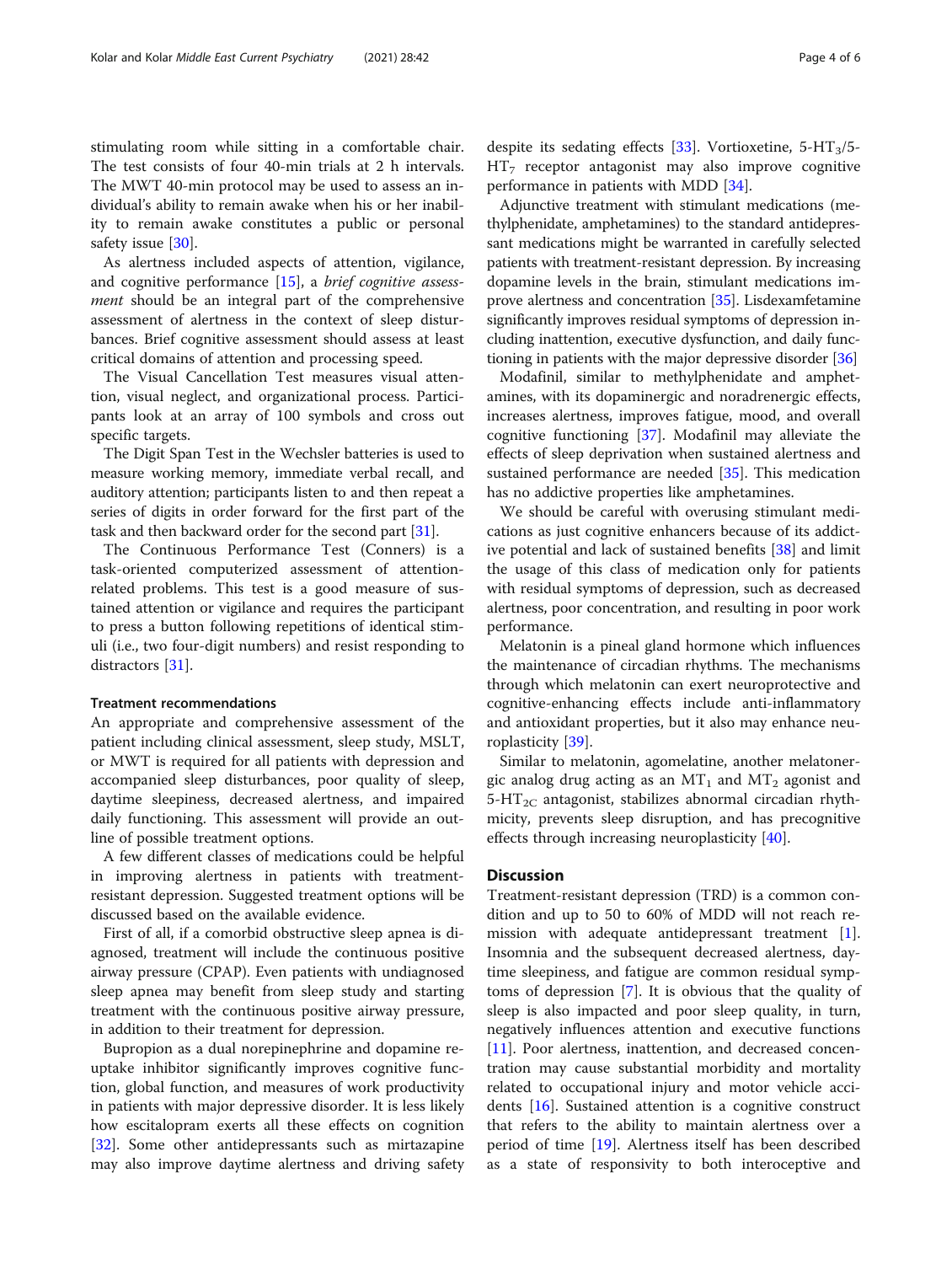stimulating room while sitting in a comfortable chair. The test consists of four 40-min trials at 2 h intervals. The MWT 40-min protocol may be used to assess an individual's ability to remain awake when his or her inability to remain awake constitutes a public or personal safety issue [30].

As alertness included aspects of attention, vigilance, and cognitive performance [15], a *brief cognitive assessment* should be an integral part of the comprehensive assessment of alertness in the context of sleep disturbances. Brief cognitive assessment should assess at least critical domains of attention and processing speed.

The Visual Cancellation Test measures visual attention, visual neglect, and organizational process. Participants look at an array of 100 symbols and cross out specific targets.

The Digit Span Test in the Wechsler batteries is used to measure working memory, immediate verbal recall, and auditory attention; participants listen to and then repeat a series of digits in order forward for the first part of the task and then backward order for the second part [31].

The Continuous Performance Test (Conners) is a task-oriented computerized assessment of attention-related problems. This test is a good measure of sustained attention or vigilance and requires the participant to press a button following repetitions of identical stimuli (i.e., two four-digit numbers) and resist responding to distractors [31].

#### Treatment recommendations

An appropriate and comprehensive assessment of the patient including clinical assessment, sleep study, MSLT, or MWT is required for all patients with depression and accompanied sleep disturbances, poor quality of sleep, daytime sleepiness, decreased alertness, and impaired daily functioning. This assessment will provide an outline of possible treatment options.

A few different classes of medications could be helpful in improving alertness in patients with treatment-resistant depression. Suggested treatment options will be discussed based on the available evidence.

First of all, if a comorbid obstructive sleep apnea is diagnosed, treatment will include the continuous positive airway pressure (CPAP). Even patients with undiagnosed sleep apnea may benefit from sleep study and starting treatment with the continuous positive airway pressure, in addition to their treatment for depression.

Bupropion as a dual norepinephrine and dopamine reuptake inhibitor significantly improves cognitive function, global function, and measures of work productivity in patients with major depressive disorder. It is less likely how escitalopram exerts all these effects on cognition [32]. Some other antidepressants such as mirtazapine may also improve daytime alertness and driving safety despite its sedating effects [33]. Vortioxetine, $5\text{-HT}_3$/$5\text{-HT}_7$ receptor antagonist may also improve cognitive performance in patients with MDD [34].

Adjunctive treatment with stimulant medications (methylphenidate, amphetamines) to the standard antidepressant medications might be warranted in carefully selected patients with treatment-resistant depression. By increasing dopamine levels in the brain, stimulant medications improve alertness and concentration [35]. Lisdexamfetamine significantly improves residual symptoms of depression including inattention, executive dysfunction, and daily functioning in patients with the major depressive disorder [36]

Modafinil, similar to methylphenidate and amphetamines, with its dopaminergic and noradrenergic effects, increases alertness, improves fatigue, mood, and overall cognitive functioning [37]. Modafinil may alleviate the effects of sleep deprivation when sustained alertness and sustained performance are needed [35]. This medication has no addictive properties like amphetamines.

We should be careful with overusing stimulant medications as just cognitive enhancers because of its addictive potential and lack of sustained benefits [38] and limit the usage of this class of medication only for patients with residual symptoms of depression, such as decreased alertness, poor concentration, and resulting in poor work performance.

Melatonin is a pineal gland hormone which influences the maintenance of circadian rhythms. The mechanisms through which melatonin can exert neuroprotective and cognitive-enhancing effects include anti-inflammatory and antioxidant properties, but it also may enhance neuroplasticity [39].

Similar to melatonin, agomelatine, another melatonergic analog drug acting as an $MT_1$ and $MT_2$ agonist and $5\text{-HT}_{2C}$ antagonist, stabilizes abnormal circadian rhythmicity, prevents sleep disruption, and has precognitive effects through increasing neuroplasticity [40].

## Discussion

Treatment-resistant depression (TRD) is a common condition and up to 50 to 60% of MDD will not reach remission with adequate antidepressant treatment [1]. Insomnia and the subsequent decreased alertness, daytime sleepiness, and fatigue are common residual symptoms of depression [7]. It is obvious that the quality of sleep is also impacted and poor sleep quality, in turn, negatively influences attention and executive functions [11]. Poor alertness, inattention, and decreased concentration may cause substantial morbidity and mortality related to occupational injury and motor vehicle accidents [16]. Sustained attention is a cognitive construct that refers to the ability to maintain alertness over a period of time [19]. Alertness itself has been described as a state of responsivity to both interoceptive and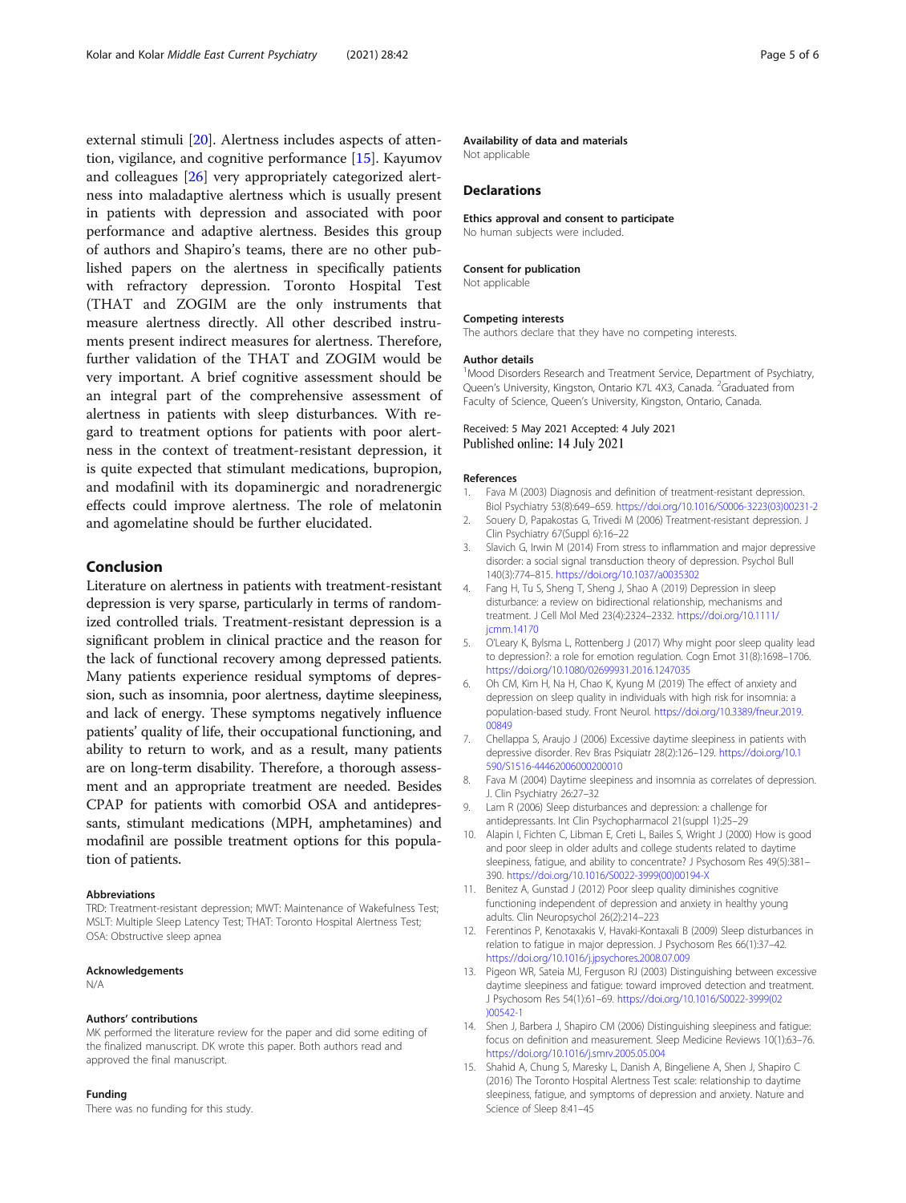external stimuli [20]. Alertness includes aspects of attention, vigilance, and cognitive performance [15]. Kayumov and colleagues [26] very appropriately categorized alertness into maladaptive alertness which is usually present in patients with depression and associated with poor performance and adaptive alertness. Besides this group of authors and Shapiro's teams, there are no other published papers on the alertness in specifically patients with refractory depression. Toronto Hospital Test (THAT and ZOGIM are the only instruments that measure alertness directly. All other described instruments present indirect measures for alertness. Therefore, further validation of the THAT and ZOGIM would be very important. A brief cognitive assessment should be an integral part of the comprehensive assessment of alertness in patients with sleep disturbances. With regard to treatment options for patients with poor alertness in the context of treatment-resistant depression, it is quite expected that stimulant medications, bupropion, and modafinil with its dopaminergic and noradrenergic effects could improve alertness. The role of melatonin and agomelatine should be further elucidated.

## Conclusion

Literature on alertness in patients with treatment-resistant depression is very sparse, particularly in terms of randomized controlled trials. Treatment-resistant depression is a significant problem in clinical practice and the reason for the lack of functional recovery among depressed patients. Many patients experience residual symptoms of depression, such as insomnia, poor alertness, daytime sleepiness, and lack of energy. These symptoms negatively influence patients' quality of life, their occupational functioning, and ability to return to work, and as a result, many patients are on long-term disability. Therefore, a thorough assessment and an appropriate treatment are needed. Besides CPAP for patients with comorbid OSA and antidepressants, stimulant medications (MPH, amphetamines) and modafinil are possible treatment options for this population of patients.

#### Abbreviations

TRD: Treatment-resistant depression; MWT: Maintenance of Wakefulness Test; MSLT: Multiple Sleep Latency Test; THAT: Toronto Hospital Alertness Test; OSA: Obstructive sleep apnea

#### Acknowledgements

N/A

#### Authors' contributions

MK performed the literature review for the paper and did some editing of the finalized manuscript. DK wrote this paper. Both authors read and approved the final manuscript.

#### Funding

There was no funding for this study.

#### Availability of data and materials

Not applicable

### Declarations

#### Ethics approval and consent to participate

No human subjects were included.

#### Consent for publication

Not applicable

#### Competing interests

The authors declare that they have no competing interests.

#### Author details

[1]Mood Disorders Research and Treatment Service, Department of Psychiatry, Queen's University, Kingston, Ontario K7L 4X3, Canada. [2]Graduated from Faculty of Science, Queen's University, Kingston, Ontario, Canada.

Received: 5 May 2021 Accepted: 4 July 2021
Published online: 14 July 2021

#### References

1. Fava M (2003) Diagnosis and definition of treatment-resistant depression. Biol Psychiatry 53(8):649–659. https://doi.org/10.1016/S0006-3223(03)00231-2
2. Souery D, Papakostas G, Trivedi M (2006) Treatment-resistant depression. J Clin Psychiatry 67(Suppl 6):16–22
3. Slavich G, Irwin M (2014) From stress to inflammation and major depressive disorder: a social signal transduction theory of depression. Psychol Bull 140(3):774–815. https://doi.org/10.1037/a0035302
4. Fang H, Tu S, Sheng T, Sheng J, Shao A (2019) Depression in sleep disturbance: a review on bidirectional relationship, mechanisms and treatment. J Cell Mol Med 23(4):2324–2332. https://doi.org/10.1111/jcmm.14170
5. O'Leary K, Bylsma L, Rottenberg J (2017) Why might poor sleep quality lead to depression?: a role for emotion regulation. Cogn Emot 31(8):1698–1706. https://doi.org/10.1080/02699931.2016.1247035
6. Oh CM, Kim H, Na H, Chao K, Kyung M (2019) The effect of anxiety and depression on sleep quality in individuals with high risk for insomnia: a population-based study. Front Neurol. https://doi.org/10.3389/fneur.2019.00849
7. Chellappa S, Araujo J (2006) Excessive daytime sleepiness in patients with depressive disorder. Rev Bras Psiquiatr 28(2):126–129. https://doi.org/10.1590/S1516-44462006000200010
8. Fava M (2004) Daytime sleepiness and insomnia as correlates of depression. J. Clin Psychiatry 26:27–32
9. Lam R (2006) Sleep disturbances and depression: a challenge for antidepressants. Int Clin Psychopharmacol 21(suppl 1):25–29
10. Alapin I, Fichten C, Libman E, Creti L, Bailes S, Wright J (2000) How is good and poor sleep in older adults and college students related to daytime sleepiness, fatigue, and ability to concentrate? J Psychosom Res 49(5):381–390. https://doi.org/10.1016/S0022-3999(00)00194-X
11. Benitez A, Gunstad J (2012) Poor sleep quality diminishes cognitive functioning independent of depression and anxiety in healthy young adults. Clin Neuropsychol 26(2):214–223
12. Ferentinos P, Kontaxakis V, Havaki-Kontaxali B (2009) Sleep disturbances in relation to fatigue in major depression. J Psychosom Res 66(1):37–42. https://doi.org/10.1016/j.jpsychores.2008.07.009
13. Pigeon WR, Sateia MJ, Ferguson RJ (2003) Distinguishing between excessive daytime sleepiness and fatigue: toward improved detection and treatment. J Psychosom Res 54(1):61–69. https://doi.org/10.1016/S0022-3999(02)00542-1
14. Shen J, Barbera J, Shapiro CM (2006) Distinguishing sleepiness and fatigue: focus on definition and measurement. Sleep Medicine Reviews 10(1):63–76. https://doi.org/10.1016/j.smrv.2005.05.004
15. Shahid A, Chung S, Maresky L, Danish A, Bingeliene A, Shen J, Shapiro C (2016) The Toronto Hospital Alertness Test scale: relationship to daytime sleepiness, fatigue, and symptoms of depression and anxiety. Nature and Science of Sleep 8:41–45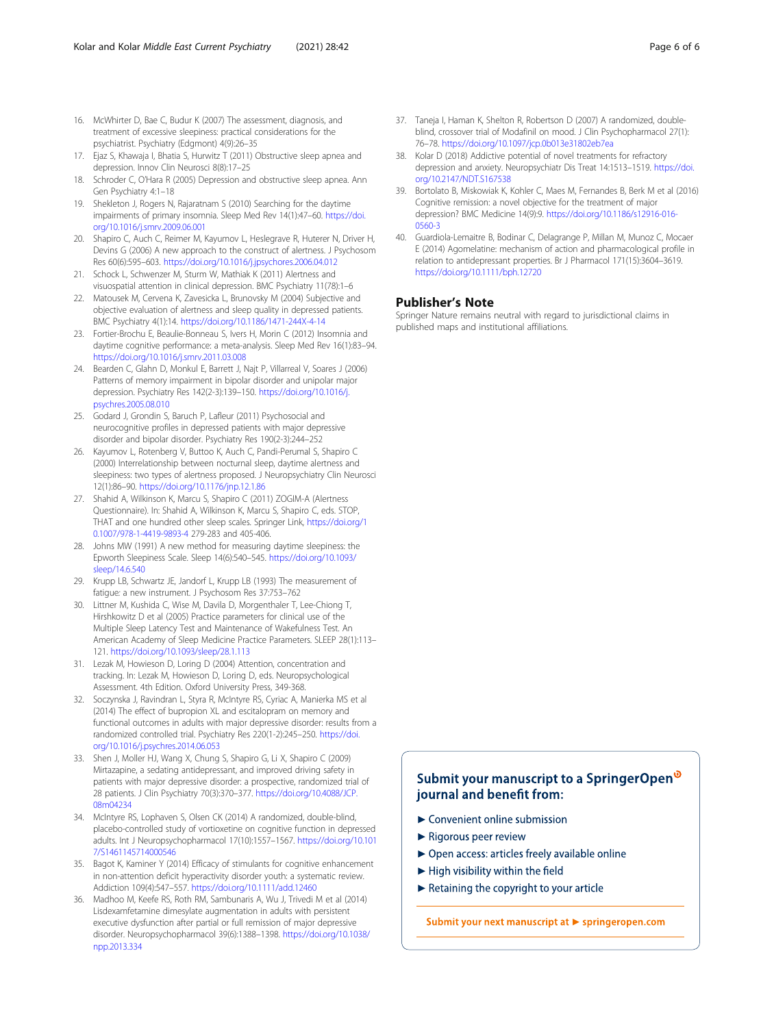16. McWhirter D, Bae C, Budur K (2007) The assessment, diagnosis, and treatment of excessive sleepiness: practical considerations for the psychiatrist. Psychiatry (Edgmont) 4(9):26–35
17. Ejaz S, Khawaja I, Bhatia S, Hurwitz T (2011) Obstructive sleep apnea and depression. Innov Clin Neurosci 8(8):17–25
18. Schroder C, O'Hara R (2005) Depression and obstructive sleep apnea. Ann Gen Psychiatry 4:1–18
19. Shekleton J, Rogers N, Rajaratnam S (2010) Searching for the daytime impairments of primary insomnia. Sleep Med Rev 14(1):47–60. https://doi.org/10.1016/j.smrv.2009.06.001
20. Shapiro C, Auch C, Reimer M, Kayumov L, Heslegrave R, Huterer N, Driver H, Devins G (2006) A new approach to the construct of alertness. J Psychosom Res 60(6):595–603. https://doi.org/10.1016/j.jpsychores.2006.04.012
21. Schock L, Schwenzer M, Sturm W, Mathiak K (2011) Alertness and visuospatial attention in clinical depression. BMC Psychiatry 11(78):1–6
22. Matousek M, Cervena K, Zavesicka L, Brunovsky M (2004) Subjective and objective evaluation of alertness and sleep quality in depressed patients. BMC Psychiatry 4(1):14. https://doi.org/10.1186/1471-244X-4-14
23. Fortier-Brochu E, Beaulie-Bonneau S, Ivers H, Morin C (2012) Insomnia and daytime cognitive performance: a meta-analysis. Sleep Med Rev 16(1):83–94. https://doi.org/10.1016/j.smrv.2011.03.008
24. Bearden C, Glahn D, Monkul E, Barrett J, Najt P, Villarreal V, Soares J (2006) Patterns of memory impairment in bipolar disorder and unipolar major depression. Psychiatry Res 142(2-3):139–150. https://doi.org/10.1016/j.psychres.2005.08.010
25. Godard J, Grondin S, Baruch P, Lafleur (2011) Psychosocial and neurocognitive profiles in depressed patients with major depressive disorder and bipolar disorder. Psychiatry Res 190(2-3):244–252
26. Kayumov L, Rotenberg V, Buttoo K, Auch C, Pandi-Perumal S, Shapiro C (2000) Interrelationship between nocturnal sleep, daytime alertness and sleepiness: two types of alertness proposed. J Neuropsychiatry Clin Neurosci 12(1):86–90. https://doi.org/10.1176/jnp.12.1.86
27. Shahid A, Wilkinson K, Marcu S, Shapiro C (2011) ZOGIM-A (Alertness Questionnaire). In: Shahid A, Wilkinson K, Marcu S, Shapiro C, eds. STOP, THAT and one hundred other sleep scales. Springer Link, https://doi.org/10.1007/978-1-4419-9893-4 279-283 and 405-406.
28. Johns MW (1991) A new method for measuring daytime sleepiness: the Epworth Sleepiness Scale. Sleep 14(6):540–545. https://doi.org/10.1093/sleep/14.6.540
29. Krupp LB, Schwartz JE, Jandorf L, Krupp LB (1993) The measurement of fatigue: a new instrument. J Psychosom Res 37:753–762
30. Littner M, Kushida C, Wise M, Davila D, Morgenthaler T, Lee-Chiong T, Hirshkowitz D et al (2005) Practice parameters for clinical use of the Multiple Sleep Latency Test and Maintenance of Wakefulness Test. An American Academy of Sleep Medicine Practice Parameters. SLEEP 28(1):113–121. https://doi.org/10.1093/sleep/28.1.113
31. Lezak M, Howieson D, Loring D (2004) Attention, concentration and tracking. In: Lezak M, Howieson D, Loring D, eds. Neuropsychological Assessment. 4th Edition. Oxford University Press, 349-368.
32. Soczynska J, Ravindran L, Styra R, McIntyre RS, Cyriac A, Manierka MS et al (2014) The effect of bupropion XL and escitalopram on memory and functional outcomes in adults with major depressive disorder: results from a randomized controlled trial. Psychiatry Res 220(1-2):245–250. https://doi.org/10.1016/j.psychres.2014.06.053
33. Shen J, Moller HJ, Wang X, Chung S, Shapiro G, Li X, Shapiro C (2009) Mirtazapine, a sedating antidepressant, and improved driving safety in patients with major depressive disorder: a prospective, randomized trial of 28 patients. J Clin Psychiatry 70(3):370–377. https://doi.org/10.4088/JCP.08m04234
34. McIntyre RS, Lophaven S, Olsen CK (2014) A randomized, double-blind, placebo-controlled study of vortioxetine on cognitive function in depressed adults. Int J Neuropsychopharmacol 17(10):1557–1567. https://doi.org/10.1017/S1461145714000546
35. Bagot K, Kaminer Y (2014) Efficacy of stimulants for cognitive enhancement in non-attention deficit hyperactivity disorder youth: a systematic review. Addiction 109(4):547–557. https://doi.org/10.1111/add.12460
36. Madhoo M, Keefe RS, Roth RM, Sambunaris A, Wu J, Trivedi M et al (2014) Lisdexamfetamine dimesylate augmentation in adults with persistent executive dysfunction after partial or full remission of major depressive disorder. Neuropsychopharmacol 39(6):1388–1398. https://doi.org/10.1038/npp.2013.334
37. Taneja I, Haman K, Shelton R, Robertson D (2007) A randomized, double-blind, crossover trial of Modafinil on mood. J Clin Psychopharmacol 27(1):76–78. https://doi.org/10.1097/jcp.0b013e31802eb7ea
38. Kolar D (2018) Addictive potential of novel treatments for refractory depression and anxiety. Neuropsychiatr Dis Treat 14:1513–1519. https://doi.org/10.2147/NDT.S167538
39. Bortolato B, Miskowiak K, Kohler C, Maes M, Fernandes B, Berk M et al (2016) Cognitive remission: a novel objective for the treatment of major depression? BMC Medicine 14(9):9. https://doi.org/10.1186/s12916-016-0560-3
40. Guardiola-Lemaitre B, Bodinar C, Delagrange P, Millan M, Munoz C, Mocaer E (2014) Agomelatine: mechanism of action and pharmacological profile in relation to antidepressant properties. Br J Pharmacol 171(15):3604–3619. https://doi.org/10.1111/bph.12720

## Publisher's Note

Springer Nature remains neutral with regard to jurisdictional claims in published maps and institutional affiliations.

**Submit your manuscript to a SpringerOpen journal and benefit from:**

- ► Convenient online submission
- ► Rigorous peer review
- ► Open access: articles freely available online
- ► High visibility within the field
- ► Retaining the copyright to your article

**Submit your next manuscript at ► springeropen.com**